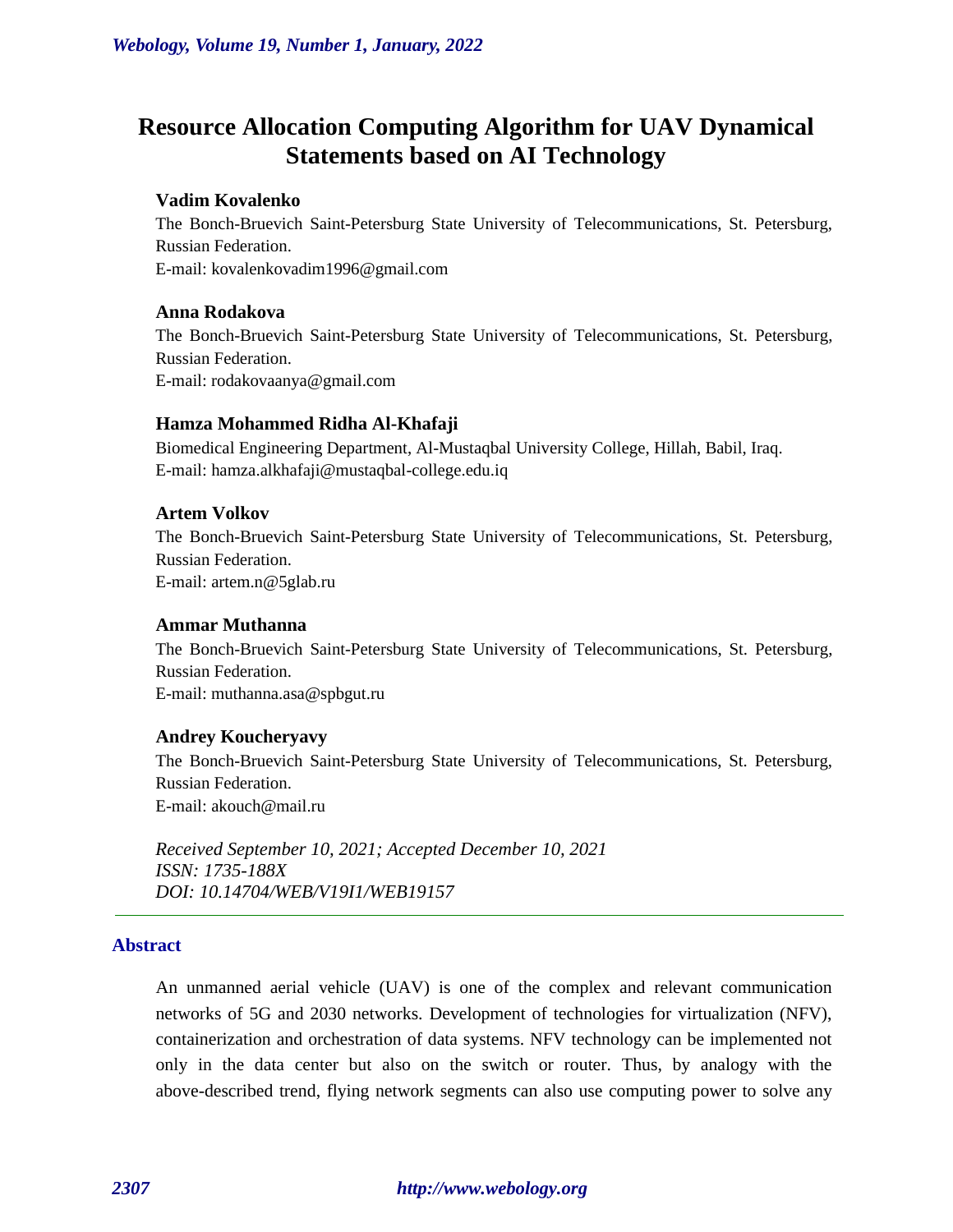# Resource Allocation Computing Algorithm for UAV Dynamical Statements based on AI Technology

**Vadim Kovalenko**

The Bonch-Bruevich Saint-Petersburg State University of Telecommunications, St. Petersburg, Russian Federation.
E-mail: kovalenkovadim1996@gmail.com

**Anna Rodakova**

The Bonch-Bruevich Saint-Petersburg State University of Telecommunications, St. Petersburg, Russian Federation.
E-mail: rodakovaanya@gmail.com

**Hamza Mohammed Ridha Al-Khafaji**

Biomedical Engineering Department, Al-Mustaqbal University College, Hillah, Babil, Iraq.
E-mail: hamza.alkhafaji@mustaqbal-college.edu.iq

**Artem Volkov**

The Bonch-Bruevich Saint-Petersburg State University of Telecommunications, St. Petersburg, Russian Federation.
E-mail: artem.n@5glab.ru

**Ammar Muthanna**

The Bonch-Bruevich Saint-Petersburg State University of Telecommunications, St. Petersburg, Russian Federation.
E-mail: muthanna.asa@spbgut.ru

**Andrey Koucheryavy**

The Bonch-Bruevich Saint-Petersburg State University of Telecommunications, St. Petersburg, Russian Federation.
E-mail: akouch@mail.ru

*Received September 10, 2021; Accepted December 10, 2021*
*ISSN: 1735-188X*
*DOI: 10.14704/WEB/V19I1/WEB19157*

## Abstract

An unmanned aerial vehicle (UAV) is one of the complex and relevant communication networks of 5G and 2030 networks. Development of technologies for virtualization (NFV), containerization and orchestration of data systems. NFV technology can be implemented not only in the data center but also on the switch or router. Thus, by analogy with the above-described trend, flying network segments can also use computing power to solve any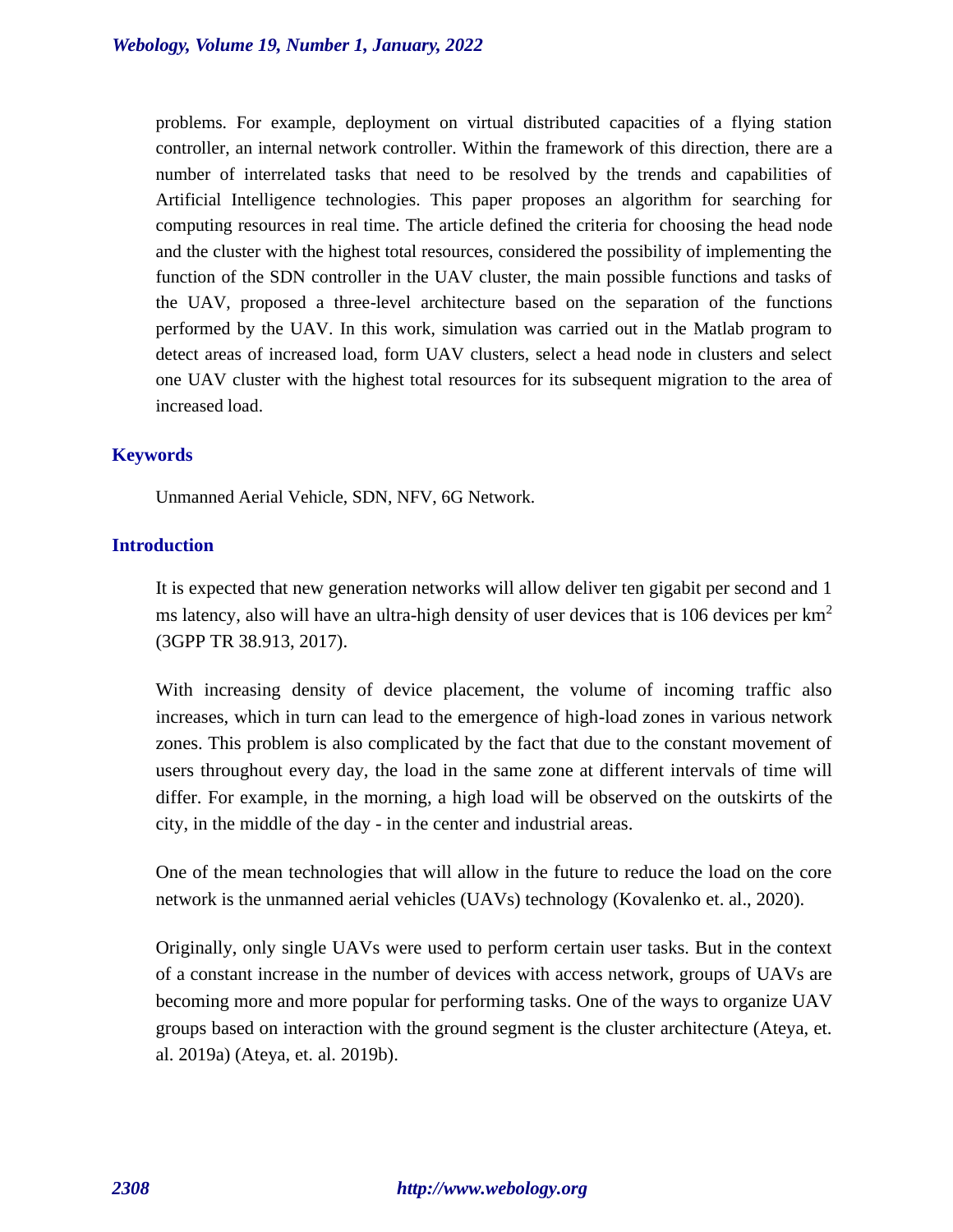problems. For example, deployment on virtual distributed capacities of a flying station controller, an internal network controller. Within the framework of this direction, there are a number of interrelated tasks that need to be resolved by the trends and capabilities of Artificial Intelligence technologies. This paper proposes an algorithm for searching for computing resources in real time. The article defined the criteria for choosing the head node and the cluster with the highest total resources, considered the possibility of implementing the function of the SDN controller in the UAV cluster, the main possible functions and tasks of the UAV, proposed a three-level architecture based on the separation of the functions performed by the UAV. In this work, simulation was carried out in the Matlab program to detect areas of increased load, form UAV clusters, select a head node in clusters and select one UAV cluster with the highest total resources for its subsequent migration to the area of increased load.

## Keywords

Unmanned Aerial Vehicle, SDN, NFV, 6G Network.

## Introduction

It is expected that new generation networks will allow deliver ten gigabit per second and 1 ms latency, also will have an ultra-high density of user devices that is 106 devices per $km^2$ (3GPP TR 38.913, 2017).

With increasing density of device placement, the volume of incoming traffic also increases, which in turn can lead to the emergence of high-load zones in various network zones. This problem is also complicated by the fact that due to the constant movement of users throughout every day, the load in the same zone at different intervals of time will differ. For example, in the morning, a high load will be observed on the outskirts of the city, in the middle of the day - in the center and industrial areas.

One of the mean technologies that will allow in the future to reduce the load on the core network is the unmanned aerial vehicles (UAVs) technology (Kovalenko et. al., 2020).

Originally, only single UAVs were used to perform certain user tasks. But in the context of a constant increase in the number of devices with access network, groups of UAVs are becoming more and more popular for performing tasks. One of the ways to organize UAV groups based on interaction with the ground segment is the cluster architecture (Ateya, et. al. 2019a) (Ateya, et. al. 2019b).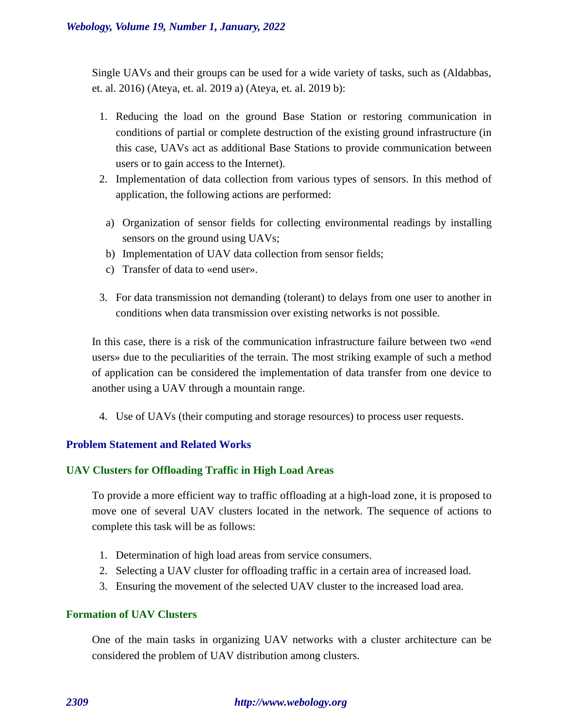Single UAVs and their groups can be used for a wide variety of tasks, such as (Aldabbas, et. al. 2016) (Ateya, et. al. 2019 a) (Ateya, et. al. 2019 b):

1. Reducing the load on the ground Base Station or restoring communication in conditions of partial or complete destruction of the existing ground infrastructure (in this case, UAVs act as additional Base Stations to provide communication between users or to gain access to the Internet).
2. Implementation of data collection from various types of sensors. In this method of application, the following actions are performed:

   a) Organization of sensor fields for collecting environmental readings by installing sensors on the ground using UAVs;
   b) Implementation of UAV data collection from sensor fields;
   c) Transfer of data to «end user».

3. For data transmission not demanding (tolerant) to delays from one user to another in conditions when data transmission over existing networks is not possible.

In this case, there is a risk of the communication infrastructure failure between two «end users» due to the peculiarities of the terrain. The most striking example of such a method of application can be considered the implementation of data transfer from one device to another using a UAV through a mountain range.

4. Use of UAVs (their computing and storage resources) to process user requests.

## Problem Statement and Related Works

### UAV Clusters for Offloading Traffic in High Load Areas

To provide a more efficient way to traffic offloading at a high-load zone, it is proposed to move one of several UAV clusters located in the network. The sequence of actions to complete this task will be as follows:

1. Determination of high load areas from service consumers.
2. Selecting a UAV cluster for offloading traffic in a certain area of increased load.
3. Ensuring the movement of the selected UAV cluster to the increased load area.

### Formation of UAV Clusters

One of the main tasks in organizing UAV networks with a cluster architecture can be considered the problem of UAV distribution among clusters.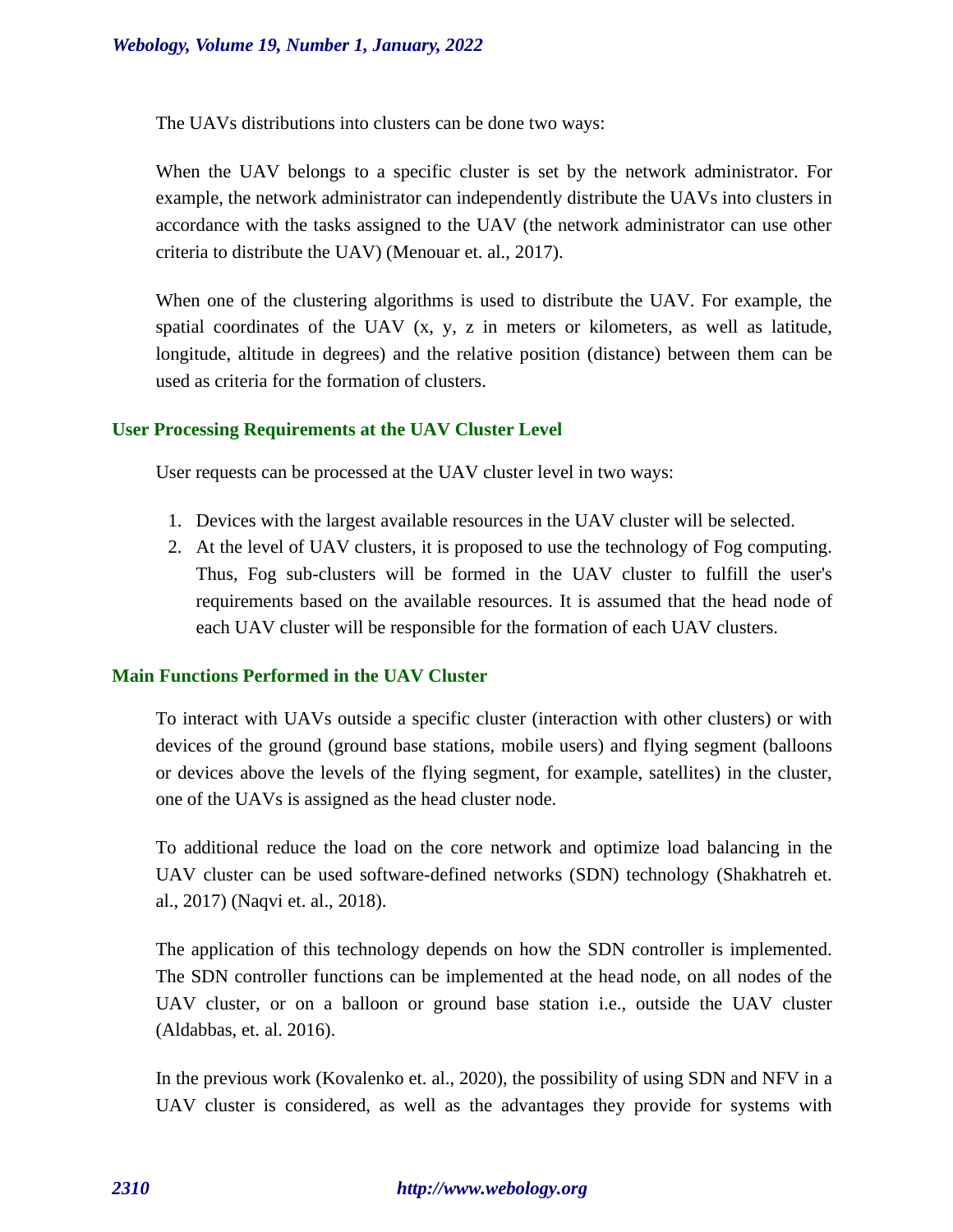The UAVs distributions into clusters can be done two ways:

When the UAV belongs to a specific cluster is set by the network administrator. For example, the network administrator can independently distribute the UAVs into clusters in accordance with the tasks assigned to the UAV (the network administrator can use other criteria to distribute the UAV) (Menouar et. al., 2017).

When one of the clustering algorithms is used to distribute the UAV. For example, the spatial coordinates of the UAV (x, y, z in meters or kilometers, as well as latitude, longitude, altitude in degrees) and the relative position (distance) between them can be used as criteria for the formation of clusters.

## User Processing Requirements at the UAV Cluster Level

User requests can be processed at the UAV cluster level in two ways:

1. Devices with the largest available resources in the UAV cluster will be selected.
2. At the level of UAV clusters, it is proposed to use the technology of Fog computing. Thus, Fog sub-clusters will be formed in the UAV cluster to fulfill the user's requirements based on the available resources. It is assumed that the head node of each UAV cluster will be responsible for the formation of each UAV clusters.

## Main Functions Performed in the UAV Cluster

To interact with UAVs outside a specific cluster (interaction with other clusters) or with devices of the ground (ground base stations, mobile users) and flying segment (balloons or devices above the levels of the flying segment, for example, satellites) in the cluster, one of the UAVs is assigned as the head cluster node.

To additional reduce the load on the core network and optimize load balancing in the UAV cluster can be used software-defined networks (SDN) technology (Shakhatreh et. al., 2017) (Naqvi et. al., 2018).

The application of this technology depends on how the SDN controller is implemented. The SDN controller functions can be implemented at the head node, on all nodes of the UAV cluster, or on a balloon or ground base station i.e., outside the UAV cluster (Aldabbas, et. al. 2016).

In the previous work (Kovalenko et. al., 2020), the possibility of using SDN and NFV in a UAV cluster is considered, as well as the advantages they provide for systems with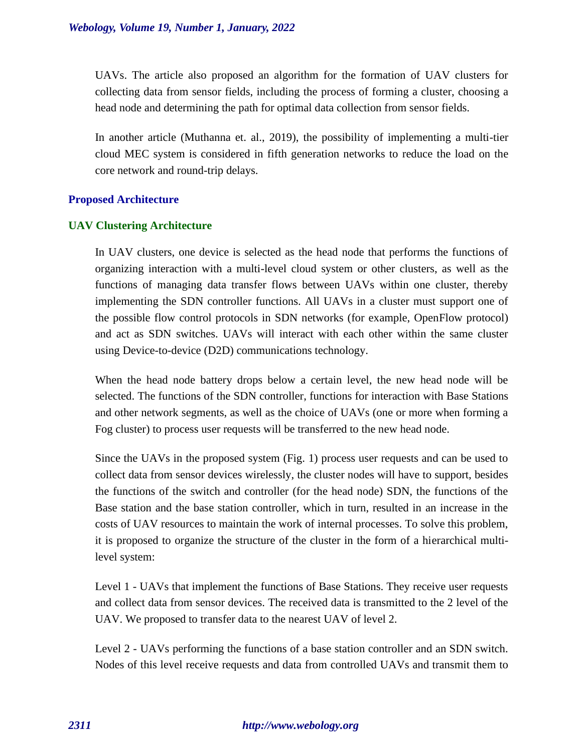UAVs. The article also proposed an algorithm for the formation of UAV clusters for collecting data from sensor fields, including the process of forming a cluster, choosing a head node and determining the path for optimal data collection from sensor fields.

In another article (Muthanna et. al., 2019), the possibility of implementing a multi-tier cloud MEC system is considered in fifth generation networks to reduce the load on the core network and round-trip delays.

## Proposed Architecture

### UAV Clustering Architecture

In UAV clusters, one device is selected as the head node that performs the functions of organizing interaction with a multi-level cloud system or other clusters, as well as the functions of managing data transfer flows between UAVs within one cluster, thereby implementing the SDN controller functions. All UAVs in a cluster must support one of the possible flow control protocols in SDN networks (for example, OpenFlow protocol) and act as SDN switches. UAVs will interact with each other within the same cluster using Device-to-device (D2D) communications technology.

When the head node battery drops below a certain level, the new head node will be selected. The functions of the SDN controller, functions for interaction with Base Stations and other network segments, as well as the choice of UAVs (one or more when forming a Fog cluster) to process user requests will be transferred to the new head node.

Since the UAVs in the proposed system (Fig. 1) process user requests and can be used to collect data from sensor devices wirelessly, the cluster nodes will have to support, besides the functions of the switch and controller (for the head node) SDN, the functions of the Base station and the base station controller, which in turn, resulted in an increase in the costs of UAV resources to maintain the work of internal processes. To solve this problem, it is proposed to organize the structure of the cluster in the form of a hierarchical multi-level system:

Level 1 - UAVs that implement the functions of Base Stations. They receive user requests and collect data from sensor devices. The received data is transmitted to the 2 level of the UAV. We proposed to transfer data to the nearest UAV of level 2.

Level 2 - UAVs performing the functions of a base station controller and an SDN switch. Nodes of this level receive requests and data from controlled UAVs and transmit them to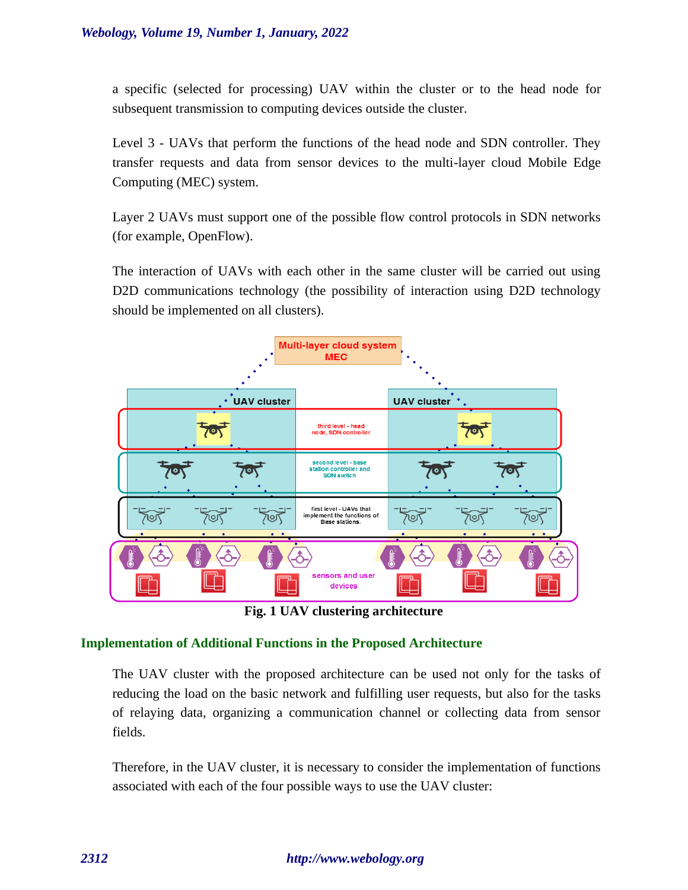a specific (selected for processing) UAV within the cluster or to the head node for subsequent transmission to computing devices outside the cluster.

Level 3 - UAVs that perform the functions of the head node and SDN controller. They transfer requests and data from sensor devices to the multi-layer cloud Mobile Edge Computing (MEC) system.

Layer 2 UAVs must support one of the possible flow control protocols in SDN networks (for example, OpenFlow).

The interaction of UAVs with each other in the same cluster will be carried out using D2D communications technology (the possibility of interaction using D2D technology should be implemented on all clusters).

**Fig. 1 UAV clustering architecture**

## Implementation of Additional Functions in the Proposed Architecture

The UAV cluster with the proposed architecture can be used not only for the tasks of reducing the load on the basic network and fulfilling user requests, but also for the tasks of relaying data, organizing a communication channel or collecting data from sensor fields.

Therefore, in the UAV cluster, it is necessary to consider the implementation of functions associated with each of the four possible ways to use the UAV cluster: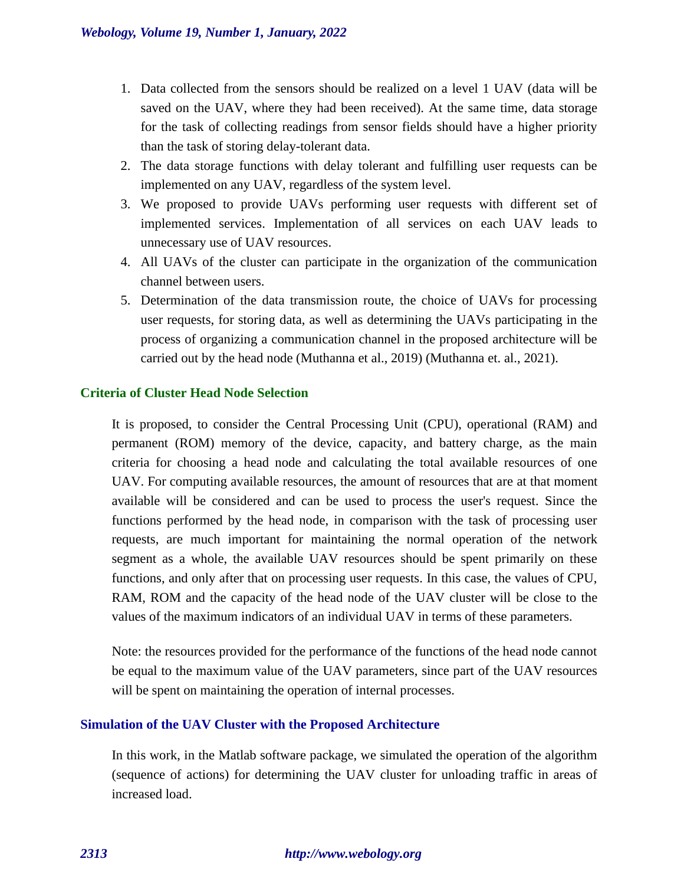1. Data collected from the sensors should be realized on a level 1 UAV (data will be saved on the UAV, where they had been received). At the same time, data storage for the task of collecting readings from sensor fields should have a higher priority than the task of storing delay-tolerant data.
2. The data storage functions with delay tolerant and fulfilling user requests can be implemented on any UAV, regardless of the system level.
3. We proposed to provide UAVs performing user requests with different set of implemented services. Implementation of all services on each UAV leads to unnecessary use of UAV resources.
4. All UAVs of the cluster can participate in the organization of the communication channel between users.
5. Determination of the data transmission route, the choice of UAVs for processing user requests, for storing data, as well as determining the UAVs participating in the process of organizing a communication channel in the proposed architecture will be carried out by the head node (Muthanna et al., 2019) (Muthanna et. al., 2021).

## Criteria of Cluster Head Node Selection

It is proposed, to consider the Central Processing Unit (CPU), operational (RAM) and permanent (ROM) memory of the device, capacity, and battery charge, as the main criteria for choosing a head node and calculating the total available resources of one UAV. For computing available resources, the amount of resources that are at that moment available will be considered and can be used to process the user's request. Since the functions performed by the head node, in comparison with the task of processing user requests, are much important for maintaining the normal operation of the network segment as a whole, the available UAV resources should be spent primarily on these functions, and only after that on processing user requests. In this case, the values of CPU, RAM, ROM and the capacity of the head node of the UAV cluster will be close to the values of the maximum indicators of an individual UAV in terms of these parameters.

Note: the resources provided for the performance of the functions of the head node cannot be equal to the maximum value of the UAV parameters, since part of the UAV resources will be spent on maintaining the operation of internal processes.

## Simulation of the UAV Cluster with the Proposed Architecture

In this work, in the Matlab software package, we simulated the operation of the algorithm (sequence of actions) for determining the UAV cluster for unloading traffic in areas of increased load.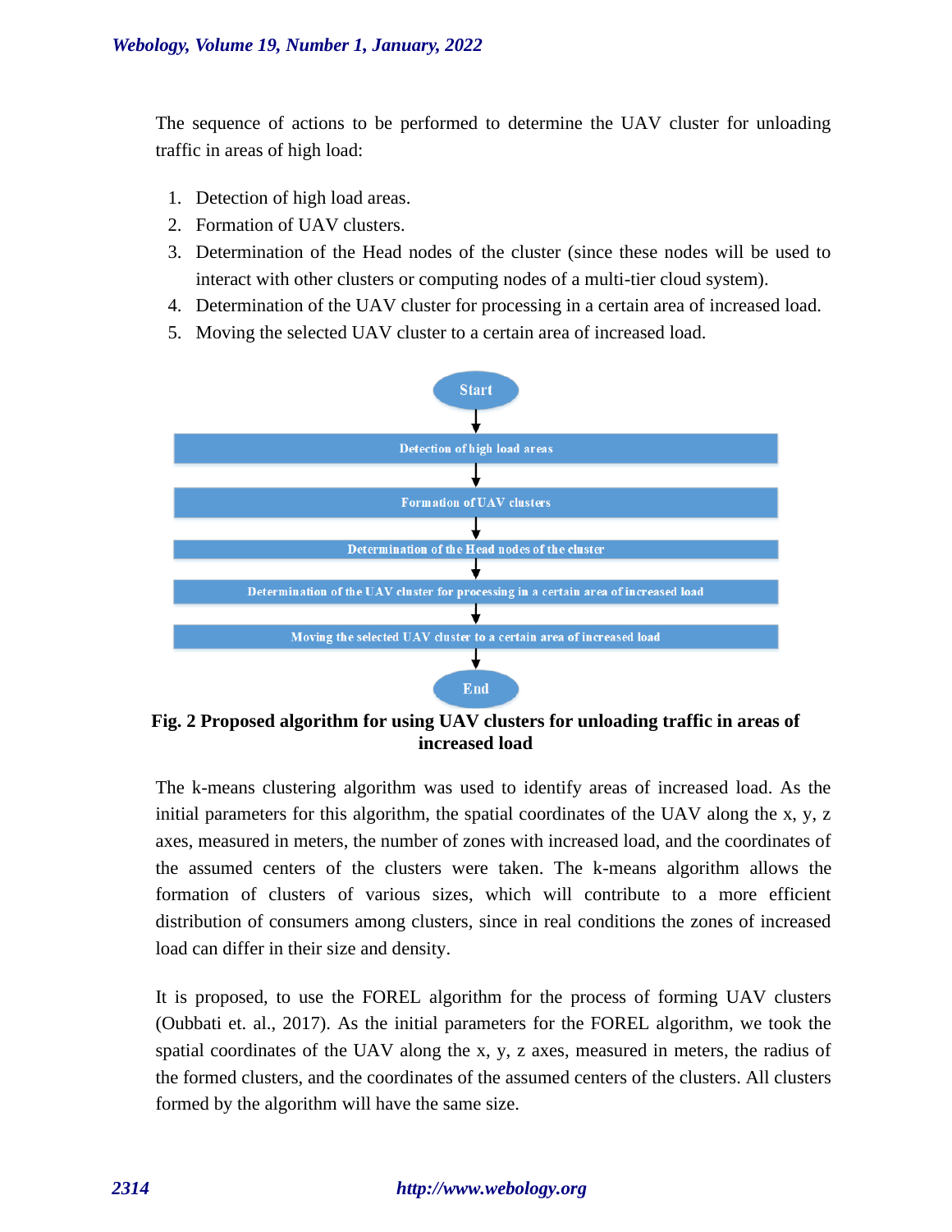The sequence of actions to be performed to determine the UAV cluster for unloading traffic in areas of high load:

1. Detection of high load areas.
2. Formation of UAV clusters.
3. Determination of the Head nodes of the cluster (since these nodes will be used to interact with other clusters or computing nodes of a multi-tier cloud system).
4. Determination of the UAV cluster for processing in a certain area of increased load.
5. Moving the selected UAV cluster to a certain area of increased load.

Start → Detection of high load areas → Formation of UAV clusters → Determination of the Head nodes of the cluster → Determination of the UAV cluster for processing in a certain area of increased load → Moving the selected UAV cluster to a certain area of increased load → End

**Fig. 2 Proposed algorithm for using UAV clusters for unloading traffic in areas of increased load**

The k-means clustering algorithm was used to identify areas of increased load. As the initial parameters for this algorithm, the spatial coordinates of the UAV along the x, y, z axes, measured in meters, the number of zones with increased load, and the coordinates of the assumed centers of the clusters were taken. The k-means algorithm allows the formation of clusters of various sizes, which will contribute to a more efficient distribution of consumers among clusters, since in real conditions the zones of increased load can differ in their size and density.

It is proposed, to use the FOREL algorithm for the process of forming UAV clusters (Oubbati et. al., 2017). As the initial parameters for the FOREL algorithm, we took the spatial coordinates of the UAV along the x, y, z axes, measured in meters, the radius of the formed clusters, and the coordinates of the assumed centers of the clusters. All clusters formed by the algorithm will have the same size.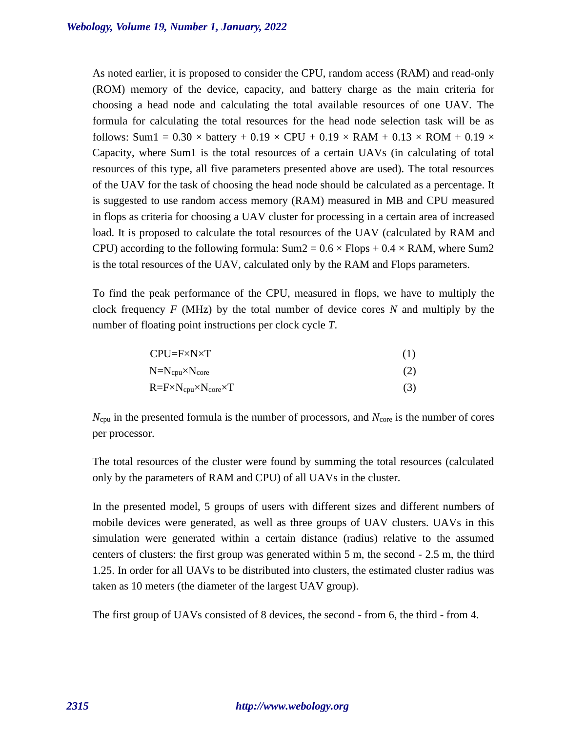As noted earlier, it is proposed to consider the CPU, random access (RAM) and read-only (ROM) memory of the device, capacity, and battery charge as the main criteria for choosing a head node and calculating the total available resources of one UAV. The formula for calculating the total resources for the head node selection task will be as follows: Sum1 = 0.30 × battery + 0.19 × CPU + 0.19 × RAM + 0.13 × ROM + 0.19 × Capacity, where Sum1 is the total resources of a certain UAVs (in calculating of total resources of this type, all five parameters presented above are used). The total resources of the UAV for the task of choosing the head node should be calculated as a percentage. It is suggested to use random access memory (RAM) measured in MB and CPU measured in flops as criteria for choosing a UAV cluster for processing in a certain area of increased load. It is proposed to calculate the total resources of the UAV (calculated by RAM and CPU) according to the following formula: Sum2 = 0.6 × Flops + 0.4 × RAM, where Sum2 is the total resources of the UAV, calculated only by the RAM and Flops parameters.

To find the peak performance of the CPU, measured in flops, we have to multiply the clock frequency *F* (MHz) by the total number of device cores *N* and multiply by the number of floating point instructions per clock cycle *T*.

$$CPU=F\times N\times T \tag{1}$$

$$N=N_{cpu}\times N_{core} \tag{2}$$

$$R=F\times N_{cpu}\times N_{core}\times T \tag{3}$$

$N_{cpu}$ in the presented formula is the number of processors, and $N_{core}$ is the number of cores per processor.

The total resources of the cluster were found by summing the total resources (calculated only by the parameters of RAM and CPU) of all UAVs in the cluster.

In the presented model, 5 groups of users with different sizes and different numbers of mobile devices were generated, as well as three groups of UAV clusters. UAVs in this simulation were generated within a certain distance (radius) relative to the assumed centers of clusters: the first group was generated within 5 m, the second - 2.5 m, the third 1.25. In order for all UAVs to be distributed into clusters, the estimated cluster radius was taken as 10 meters (the diameter of the largest UAV group).

The first group of UAVs consisted of 8 devices, the second - from 6, the third - from 4.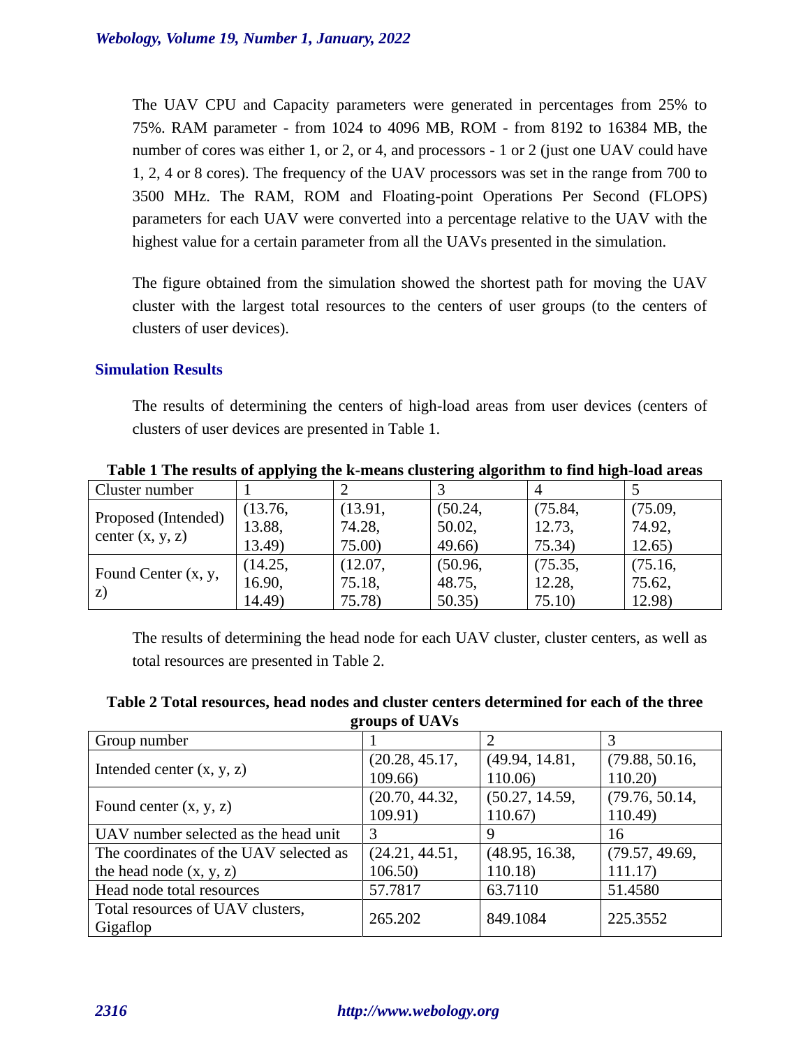The UAV CPU and Capacity parameters were generated in percentages from 25% to 75%. RAM parameter - from 1024 to 4096 MB, ROM - from 8192 to 16384 MB, the number of cores was either 1, or 2, or 4, and processors - 1 or 2 (just one UAV could have 1, 2, 4 or 8 cores). The frequency of the UAV processors was set in the range from 700 to 3500 MHz. The RAM, ROM and Floating-point Operations Per Second (FLOPS) parameters for each UAV were converted into a percentage relative to the UAV with the highest value for a certain parameter from all the UAVs presented in the simulation.

The figure obtained from the simulation showed the shortest path for moving the UAV cluster with the largest total resources to the centers of user groups (to the centers of clusters of user devices).

## Simulation Results

The results of determining the centers of high-load areas from user devices (centers of clusters of user devices are presented in Table 1.

**Table 1 The results of applying the k-means clustering algorithm to find high-load areas**

| Cluster number | 1 | 2 | 3 | 4 | 5 |
|---|---|---|---|---|---|
| Proposed (Intended) center (x, y, z) | (13.76, 13.88, 13.49) | (13.91, 74.28, 75.00) | (50.24, 50.02, 49.66) | (75.84, 12.73, 75.34) | (75.09, 74.92, 12.65) |
| Found Center (x, y, z) | (14.25, 16.90, 14.49) | (12.07, 75.18, 75.78) | (50.96, 48.75, 50.35) | (75.35, 12.28, 75.10) | (75.16, 75.62, 12.98) |

The results of determining the head node for each UAV cluster, cluster centers, as well as total resources are presented in Table 2.

**Table 2 Total resources, head nodes and cluster centers determined for each of the three groups of UAVs**

| Group number | 1 | 2 | 3 |
|---|---|---|---|
| Intended center (x, y, z) | (20.28, 45.17, 109.66) | (49.94, 14.81, 110.06) | (79.88, 50.16, 110.20) |
| Found center (x, y, z) | (20.70, 44.32, 109.91) | (50.27, 14.59, 110.67) | (79.76, 50.14, 110.49) |
| UAV number selected as the head unit | 3 | 9 | 16 |
| The coordinates of the UAV selected as the head node (x, y, z) | (24.21, 44.51, 106.50) | (48.95, 16.38, 110.18) | (79.57, 49.69, 111.17) |
| Head node total resources | 57.7817 | 63.7110 | 51.4580 |
| Total resources of UAV clusters, Gigaflop | 265.202 | 849.1084 | 225.3552 |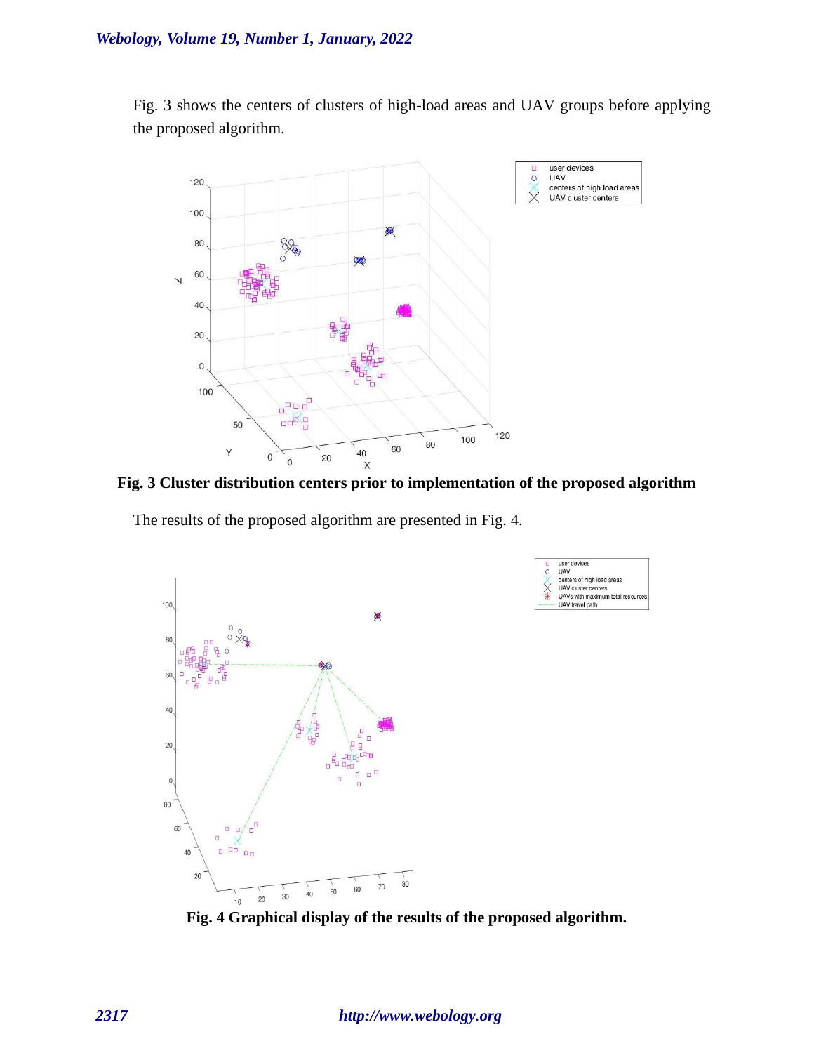Fig. 3 shows the centers of clusters of high-load areas and UAV groups before applying the proposed algorithm.

**Fig. 3 Cluster distribution centers prior to implementation of the proposed algorithm**

The results of the proposed algorithm are presented in Fig. 4.

**Fig. 4 Graphical display of the results of the proposed algorithm.**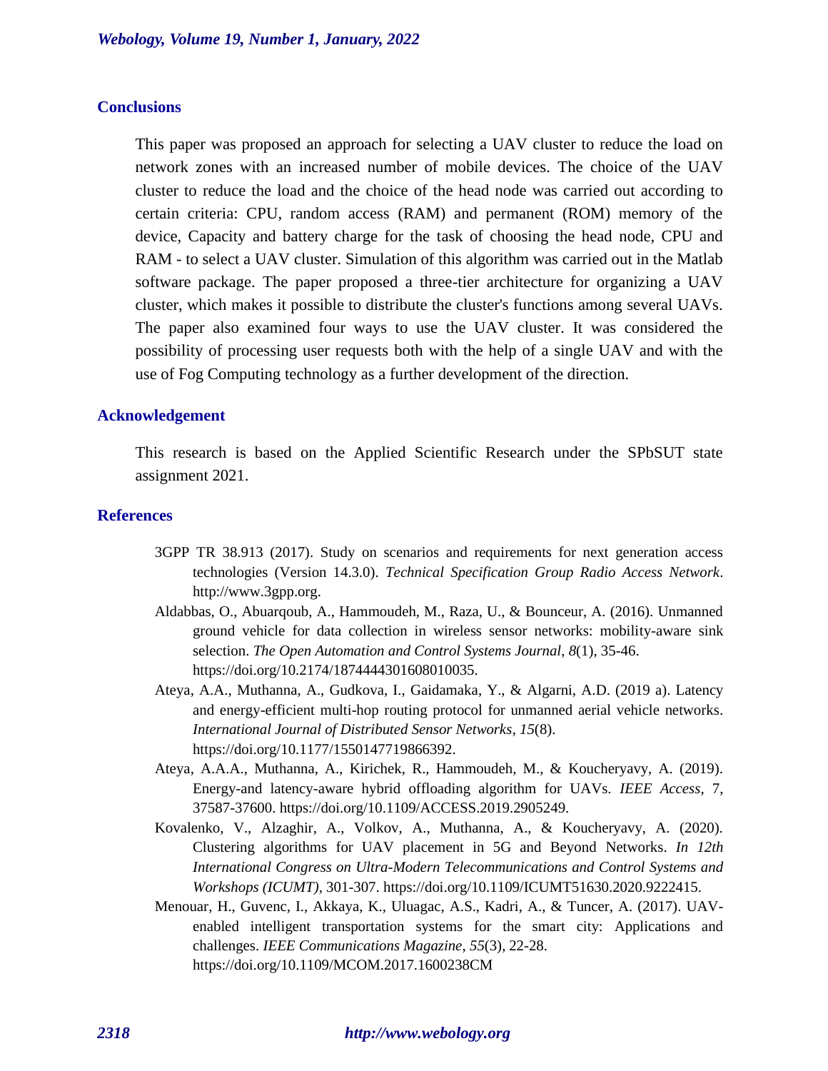## Conclusions

This paper was proposed an approach for selecting a UAV cluster to reduce the load on network zones with an increased number of mobile devices. The choice of the UAV cluster to reduce the load and the choice of the head node was carried out according to certain criteria: CPU, random access (RAM) and permanent (ROM) memory of the device, Capacity and battery charge for the task of choosing the head node, CPU and RAM - to select a UAV cluster. Simulation of this algorithm was carried out in the Matlab software package. The paper proposed a three-tier architecture for organizing a UAV cluster, which makes it possible to distribute the cluster's functions among several UAVs. The paper also examined four ways to use the UAV cluster. It was considered the possibility of processing user requests both with the help of a single UAV and with the use of Fog Computing technology as a further development of the direction.

## Acknowledgement

This research is based on the Applied Scientific Research under the SPbSUT state assignment 2021.

## References

3GPP TR 38.913 (2017). Study on scenarios and requirements for next generation access technologies (Version 14.3.0). *Technical Specification Group Radio Access Network*. http://www.3gpp.org.

Aldabbas, O., Abuarqoub, A., Hammoudeh, M., Raza, U., & Bounceur, A. (2016). Unmanned ground vehicle for data collection in wireless sensor networks: mobility-aware sink selection. *The Open Automation and Control Systems Journal*, *8*(1), 35-46. https://doi.org/10.2174/1874444301608010035.

Ateya, A.A., Muthanna, A., Gudkova, I., Gaidamaka, Y., & Algarni, A.D. (2019 a). Latency and energy-efficient multi-hop routing protocol for unmanned aerial vehicle networks. *International Journal of Distributed Sensor Networks*, *15*(8). https://doi.org/10.1177/1550147719866392.

Ateya, A.A.A., Muthanna, A., Kirichek, R., Hammoudeh, M., & Koucheryavy, A. (2019). Energy-and latency-aware hybrid offloading algorithm for UAVs. *IEEE Access*, 7, 37587-37600. https://doi.org/10.1109/ACCESS.2019.2905249.

Kovalenko, V., Alzaghir, A., Volkov, A., Muthanna, A., & Koucheryavy, A. (2020). Clustering algorithms for UAV placement in 5G and Beyond Networks. *In 12th International Congress on Ultra-Modern Telecommunications and Control Systems and Workshops (ICUMT)*, 301-307. https://doi.org/10.1109/ICUMT51630.2020.9222415.

Menouar, H., Guvenc, I., Akkaya, K., Uluagac, A.S., Kadri, A., & Tuncer, A. (2017). UAV-enabled intelligent transportation systems for the smart city: Applications and challenges. *IEEE Communications Magazine*, *55*(3), 22-28. https://doi.org/10.1109/MCOM.2017.1600238CM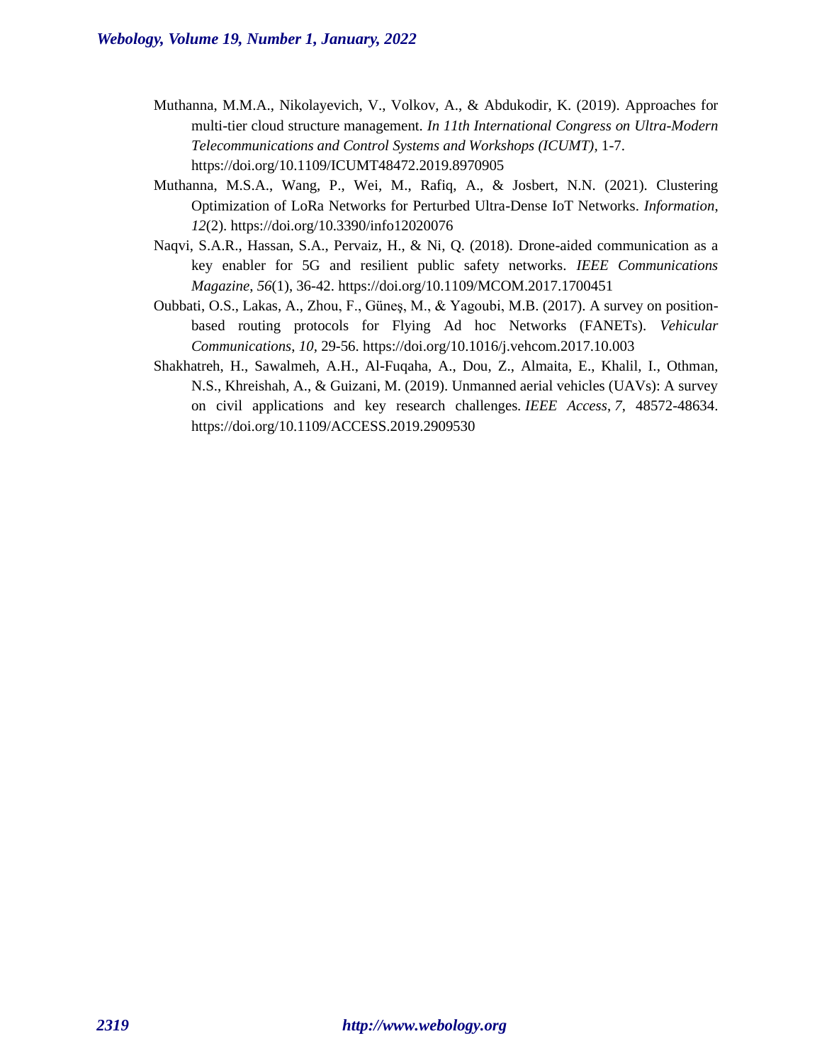Muthanna, M.M.A., Nikolayevich, V., Volkov, A., & Abdukodir, K. (2019). Approaches for multi-tier cloud structure management. *In 11th International Congress on Ultra-Modern Telecommunications and Control Systems and Workshops (ICUMT)*, 1-7. https://doi.org/10.1109/ICUMT48472.2019.8970905

Muthanna, M.S.A., Wang, P., Wei, M., Rafiq, A., & Josbert, N.N. (2021). Clustering Optimization of LoRa Networks for Perturbed Ultra-Dense IoT Networks. *Information*, *12*(2). https://doi.org/10.3390/info12020076

Naqvi, S.A.R., Hassan, S.A., Pervaiz, H., & Ni, Q. (2018). Drone-aided communication as a key enabler for 5G and resilient public safety networks. *IEEE Communications Magazine*, *56*(1), 36-42. https://doi.org/10.1109/MCOM.2017.1700451

Oubbati, O.S., Lakas, A., Zhou, F., Güneş, M., & Yagoubi, M.B. (2017). A survey on position-based routing protocols for Flying Ad hoc Networks (FANETs). *Vehicular Communications*, *10,* 29-56. https://doi.org/10.1016/j.vehcom.2017.10.003

Shakhatreh, H., Sawalmeh, A.H., Al-Fuqaha, A., Dou, Z., Almaita, E., Khalil, I., Othman, N.S., Khreishah, A., & Guizani, M. (2019). Unmanned aerial vehicles (UAVs): A survey on civil applications and key research challenges. *IEEE Access*, *7*, 48572-48634. https://doi.org/10.1109/ACCESS.2019.2909530